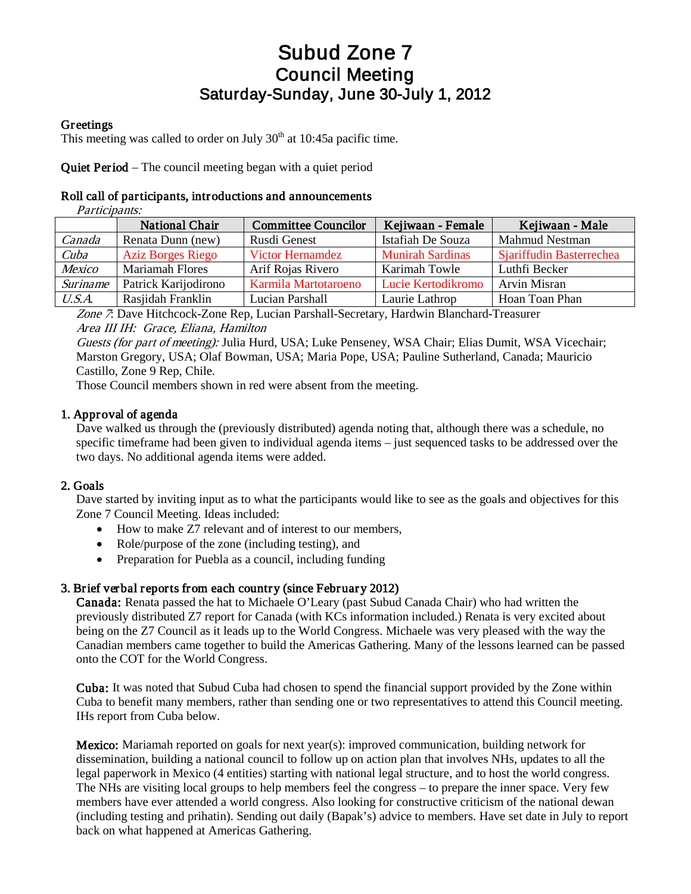# Subud Zone 7
## Council Meeting
### Saturday-Sunday, June 30-July 1, 2012

**Greetings**

This meeting was called to order on July 30th at 10:45a pacific time.

**Quiet Period** – The council meeting began with a quiet period

**Roll call of participants, introductions and announcements**

*Participants:*

| | National Chair | Committee Councilor | Kejiwaan - Female | Kejiwaan - Male |
|---|---|---|---|---|
| *Canada* | Renata Dunn (new) | Rusdi Genest | Istafiah De Souza | Mahmud Nestman |
| *Cuba* | Aziz Borges Riego | Victor Hernamdez | Munirah Sardinas | Sjariffudin Basterrechea |
| *Mexico* | Mariamah Flores | Arif Rojas Rivero | Karimah Towle | Luthfi Becker |
| *Suriname* | Patrick Karijodirono | Karmila Martotaroeno | Lucie Kertodikromo | Arvin Misran |
| *U.S.A.* | Rasjidah Franklin | Lucian Parshall | Laurie Lathrop | Hoan Toan Phan |

*Zone 7*: Dave Hitchcock-Zone Rep, Lucian Parshall-Secretary, Hardwin Blanchard-Treasurer

*Area III IH: Grace, Eliana, Hamilton*

*Guests (for part of meeting):* Julia Hurd, USA; Luke Penseney, WSA Chair; Elias Dumit, WSA Vicechair; Marston Gregory, USA; Olaf Bowman, USA; Maria Pope, USA; Pauline Sutherland, Canada; Mauricio Castillo, Zone 9 Rep, Chile.

Those Council members shown in red were absent from the meeting.

**1. Approval of agenda**

Dave walked us through the (previously distributed) agenda noting that, although there was a schedule, no specific timeframe had been given to individual agenda items – just sequenced tasks to be addressed over the two days. No additional agenda items were added.

**2. Goals**

Dave started by inviting input as to what the participants would like to see as the goals and objectives for this Zone 7 Council Meeting. Ideas included:

- How to make Z7 relevant and of interest to our members,
- Role/purpose of the zone (including testing), and
- Preparation for Puebla as a council, including funding

**3. Brief verbal reports from each country (since February 2012)**

**Canada:** Renata passed the hat to Michaele O'Leary (past Subud Canada Chair) who had written the previously distributed Z7 report for Canada (with KCs information included.) Renata is very excited about being on the Z7 Council as it leads up to the World Congress. Michaele was very pleased with the way the Canadian members came together to build the Americas Gathering. Many of the lessons learned can be passed onto the COT for the World Congress.

**Cuba:** It was noted that Subud Cuba had chosen to spend the financial support provided by the Zone within Cuba to benefit many members, rather than sending one or two representatives to attend this Council meeting. IHs report from Cuba below.

**Mexico:** Mariamah reported on goals for next year(s): improved communication, building network for dissemination, building a national council to follow up on action plan that involves NHs, updates to all the legal paperwork in Mexico (4 entities) starting with national legal structure, and to host the world congress. The NHs are visiting local groups to help members feel the congress – to prepare the inner space. Very few members have ever attended a world congress. Also looking for constructive criticism of the national dewan (including testing and prihatin). Sending out daily (Bapak's) advice to members. Have set date in July to report back on what happened at Americas Gathering.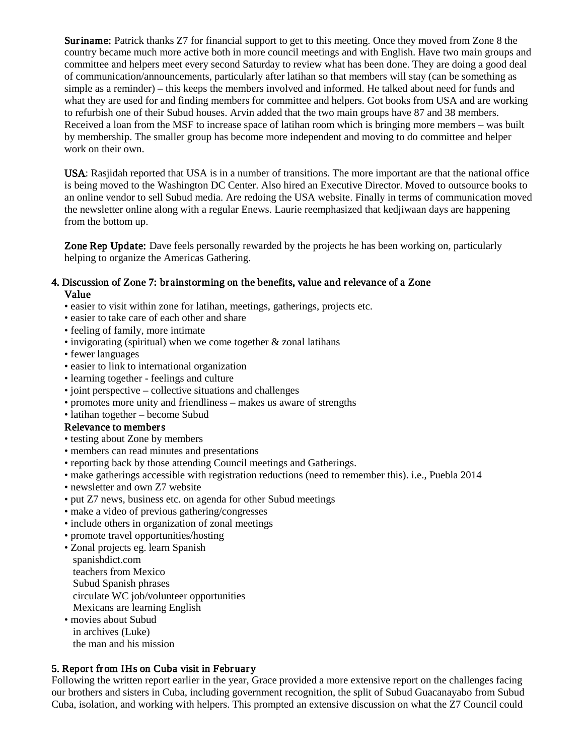**Suriname:** Patrick thanks Z7 for financial support to get to this meeting. Once they moved from Zone 8 the country became much more active both in more council meetings and with English. Have two main groups and committee and helpers meet every second Saturday to review what has been done. They are doing a good deal of communication/announcements, particularly after latihan so that members will stay (can be something as simple as a reminder) – this keeps the members involved and informed. He talked about need for funds and what they are used for and finding members for committee and helpers. Got books from USA and are working to refurbish one of their Subud houses. Arvin added that the two main groups have 87 and 38 members. Received a loan from the MSF to increase space of latihan room which is bringing more members – was built by membership. The smaller group has become more independent and moving to do committee and helper work on their own.

**USA**: Rasjidah reported that USA is in a number of transitions. The more important are that the national office is being moved to the Washington DC Center. Also hired an Executive Director. Moved to outsource books to an online vendor to sell Subud media. Are redoing the USA website. Finally in terms of communication moved the newsletter online along with a regular Enews. Laurie reemphasized that kedjiwaan days are happening from the bottom up.

**Zone Rep Update:** Dave feels personally rewarded by the projects he has been working on, particularly helping to organize the Americas Gathering.

## 4. Discussion of Zone 7: brainstorming on the benefits, value and relevance of a Zone

### Value

- easier to visit within zone for latihan, meetings, gatherings, projects etc.
- easier to take care of each other and share
- feeling of family, more intimate
- invigorating (spiritual) when we come together & zonal latihans
- fewer languages
- easier to link to international organization
- learning together - feelings and culture
- joint perspective – collective situations and challenges
- promotes more unity and friendliness – makes us aware of strengths
- latihan together – become Subud

### Relevance to members

- testing about Zone by members
- members can read minutes and presentations
- reporting back by those attending Council meetings and Gatherings.
- make gatherings accessible with registration reductions (need to remember this). i.e., Puebla 2014
- newsletter and own Z7 website
- put Z7 news, business etc. on agenda for other Subud meetings
- make a video of previous gathering/congresses
- include others in organization of zonal meetings
- promote travel opportunities/hosting
- Zonal projects eg. learn Spanish
  - spanishdict.com
  - teachers from Mexico
  - Subud Spanish phrases
  - circulate WC job/volunteer opportunities
  - Mexicans are learning English
- movies about Subud
  - in archives (Luke)
  - the man and his mission

## 5. Report from IHs on Cuba visit in February

Following the written report earlier in the year, Grace provided a more extensive report on the challenges facing our brothers and sisters in Cuba, including government recognition, the split of Subud Guacanayabo from Subud Cuba, isolation, and working with helpers. This prompted an extensive discussion on what the Z7 Council could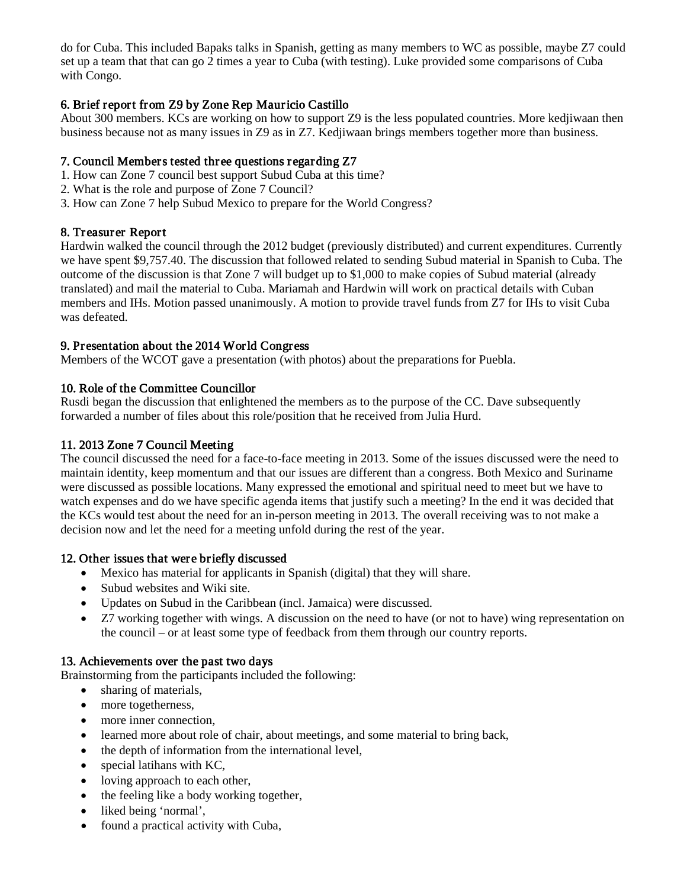do for Cuba. This included Bapaks talks in Spanish, getting as many members to WC as possible, maybe Z7 could set up a team that that can go 2 times a year to Cuba (with testing). Luke provided some comparisons of Cuba with Congo.

### 6. Brief report from Z9 by Zone Rep Mauricio Castillo

About 300 members. KCs are working on how to support Z9 is the less populated countries. More kedjiwaan then business because not as many issues in Z9 as in Z7. Kedjiwaan brings members together more than business.

### 7. Council Members tested three questions regarding Z7

1. How can Zone 7 council best support Subud Cuba at this time?
2. What is the role and purpose of Zone 7 Council?
3. How can Zone 7 help Subud Mexico to prepare for the World Congress?

### 8. Treasurer Report

Hardwin walked the council through the 2012 budget (previously distributed) and current expenditures. Currently we have spent $9,757.40. The discussion that followed related to sending Subud material in Spanish to Cuba. The outcome of the discussion is that Zone 7 will budget up to $1,000 to make copies of Subud material (already translated) and mail the material to Cuba. Mariamah and Hardwin will work on practical details with Cuban members and IHs. Motion passed unanimously. A motion to provide travel funds from Z7 for IHs to visit Cuba was defeated.

### 9. Presentation about the 2014 World Congress

Members of the WCOT gave a presentation (with photos) about the preparations for Puebla.

### 10. Role of the Committee Councillor

Rusdi began the discussion that enlightened the members as to the purpose of the CC. Dave subsequently forwarded a number of files about this role/position that he received from Julia Hurd.

### 11. 2013 Zone 7 Council Meeting

The council discussed the need for a face-to-face meeting in 2013. Some of the issues discussed were the need to maintain identity, keep momentum and that our issues are different than a congress. Both Mexico and Suriname were discussed as possible locations. Many expressed the emotional and spiritual need to meet but we have to watch expenses and do we have specific agenda items that justify such a meeting? In the end it was decided that the KCs would test about the need for an in-person meeting in 2013. The overall receiving was to not make a decision now and let the need for a meeting unfold during the rest of the year.

### 12. Other issues that were briefly discussed

- Mexico has material for applicants in Spanish (digital) that they will share.
- Subud websites and Wiki site.
- Updates on Subud in the Caribbean (incl. Jamaica) were discussed.
- Z7 working together with wings. A discussion on the need to have (or not to have) wing representation on the council – or at least some type of feedback from them through our country reports.

### 13. Achievements over the past two days

Brainstorming from the participants included the following:

- sharing of materials,
- more togetherness,
- more inner connection,
- learned more about role of chair, about meetings, and some material to bring back,
- the depth of information from the international level,
- special latihans with KC,
- loving approach to each other,
- the feeling like a body working together,
- liked being 'normal',
- found a practical activity with Cuba,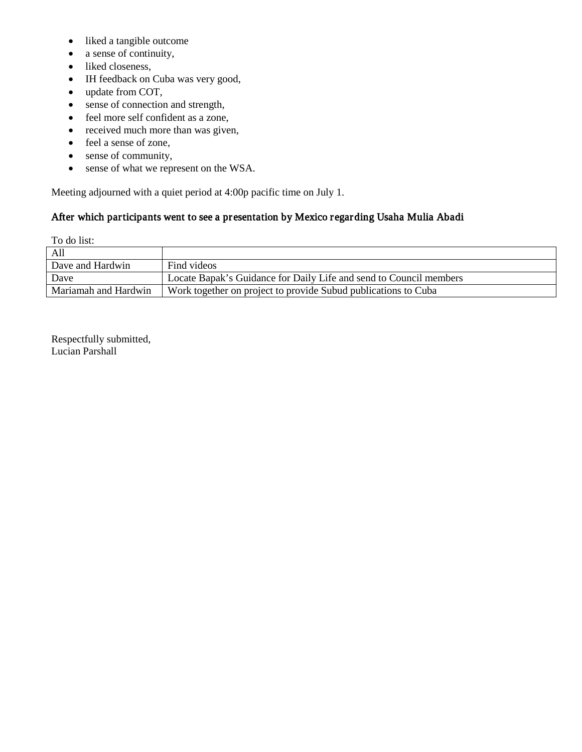- liked a tangible outcome
- a sense of continuity,
- liked closeness,
- IH feedback on Cuba was very good,
- update from COT,
- sense of connection and strength,
- feel more self confident as a zone,
- received much more than was given,
- feel a sense of zone,
- sense of community,
- sense of what we represent on the WSA.

Meeting adjourned with a quiet period at 4:00p pacific time on July 1.

### After which participants went to see a presentation by Mexico regarding Usaha Mulia Abadi

To do list:

| All | |
|---|---|
| Dave and Hardwin | Find videos |
| Dave | Locate Bapak's Guidance for Daily Life and send to Council members |
| Mariamah and Hardwin | Work together on project to provide Subud publications to Cuba |

Respectfully submitted,
Lucian Parshall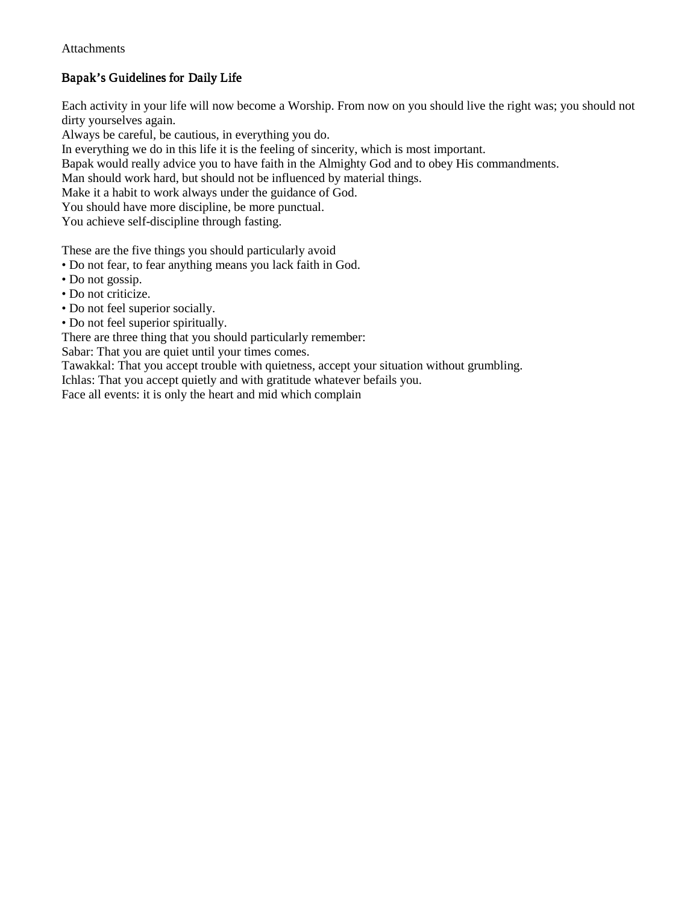Attachments

## Bapak's Guidelines for Daily Life

Each activity in your life will now become a Worship. From now on you should live the right was; you should not dirty yourselves again.
Always be careful, be cautious, in everything you do.
In everything we do in this life it is the feeling of sincerity, which is most important.
Bapak would really advice you to have faith in the Almighty God and to obey His commandments.
Man should work hard, but should not be influenced by material things.
Make it a habit to work always under the guidance of God.
You should have more discipline, be more punctual.
You achieve self-discipline through fasting.

These are the five things you should particularly avoid

- Do not fear, to fear anything means you lack faith in God.
- Do not gossip.
- Do not criticize.
- Do not feel superior socially.
- Do not feel superior spiritually.

There are three thing that you should particularly remember:
Sabar: That you are quiet until your times comes.
Tawakkal: That you accept trouble with quietness, accept your situation without grumbling.
Ichlas: That you accept quietly and with gratitude whatever befails you.
Face all events: it is only the heart and mid which complain